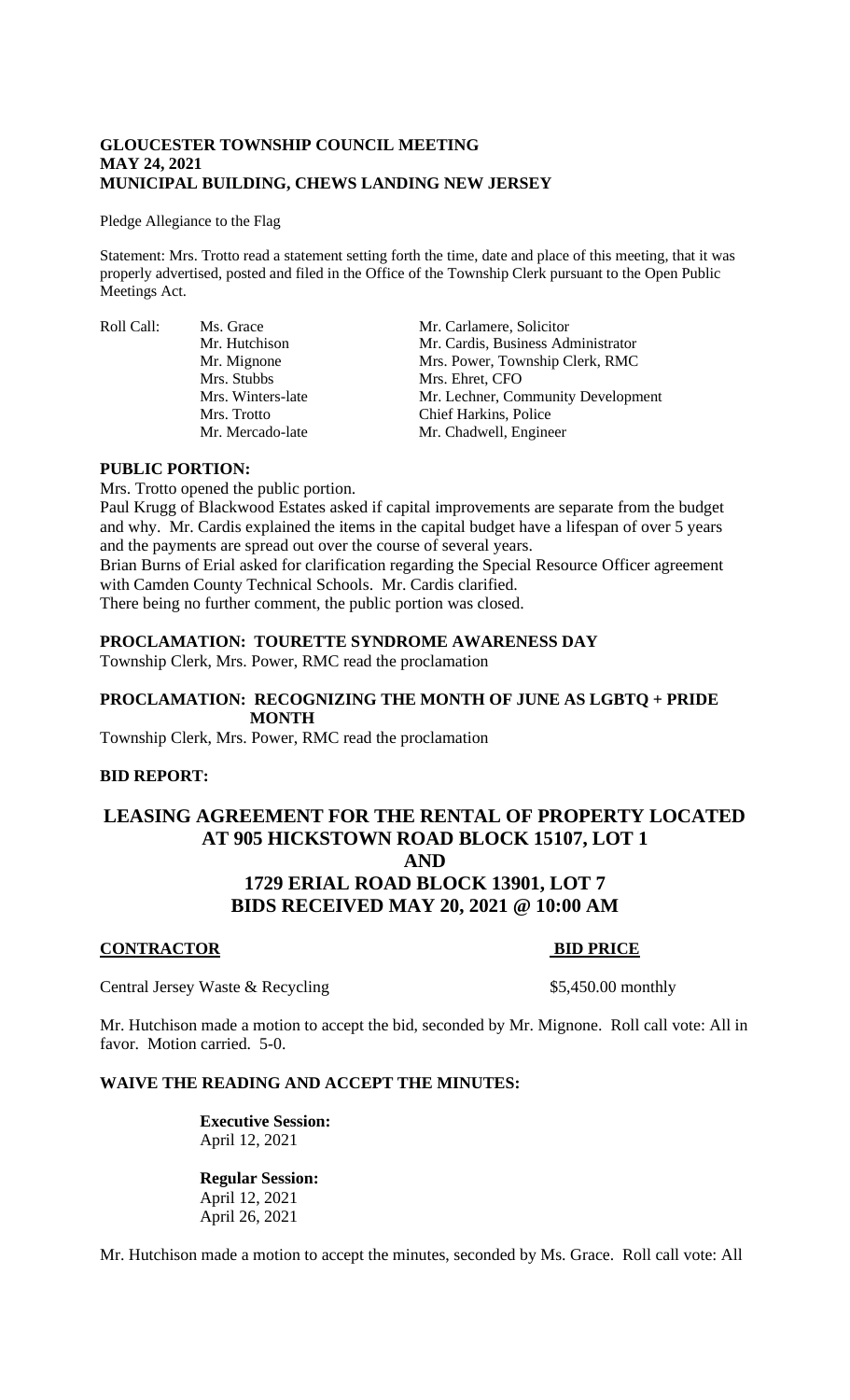**GLOUCESTER TOWNSHIP COUNCIL MEETING**
**MAY 24, 2021**
**MUNICIPAL BUILDING, CHEWS LANDING NEW JERSEY**

Pledge Allegiance to the Flag

Statement: Mrs. Trotto read a statement setting forth the time, date and place of this meeting, that it was properly advertised, posted and filed in the Office of the Township Clerk pursuant to the Open Public Meetings Act.

| Roll Call: | Ms. Grace | Mr. Carlamere, Solicitor |
|---|---|---|
| | Mr. Hutchison | Mr. Cardis, Business Administrator |
| | Mr. Mignone | Mrs. Power, Township Clerk, RMC |
| | Mrs. Stubbs | Mrs. Ehret, CFO |
| | Mrs. Winters-late | Mr. Lechner, Community Development |
| | Mrs. Trotto | Chief Harkins, Police |
| | Mr. Mercado-late | Mr. Chadwell, Engineer |

**PUBLIC PORTION:**

Mrs. Trotto opened the public portion.

Paul Krugg of Blackwood Estates asked if capital improvements are separate from the budget and why. Mr. Cardis explained the items in the capital budget have a lifespan of over 5 years and the payments are spread out over the course of several years.

Brian Burns of Erial asked for clarification regarding the Special Resource Officer agreement with Camden County Technical Schools. Mr. Cardis clarified.

There being no further comment, the public portion was closed.

**PROCLAMATION: TOURETTE SYNDROME AWARENESS DAY**

Township Clerk, Mrs. Power, RMC read the proclamation

**PROCLAMATION: RECOGNIZING THE MONTH OF JUNE AS LGBTQ + PRIDE MONTH**

Township Clerk, Mrs. Power, RMC read the proclamation

**BID REPORT:**

## LEASING AGREEMENT FOR THE RENTAL OF PROPERTY LOCATED AT 905 HICKSTOWN ROAD BLOCK 15107, LOT 1 AND 1729 ERIAL ROAD BLOCK 13901, LOT 7 BIDS RECEIVED MAY 20, 2021 @ 10:00 AM

| CONTRACTOR | BID PRICE |
|---|---|
| Central Jersey Waste & Recycling | $5,450.00 monthly |

Mr. Hutchison made a motion to accept the bid, seconded by Mr. Mignone. Roll call vote: All in favor. Motion carried. 5-0.

**WAIVE THE READING AND ACCEPT THE MINUTES:**

**Executive Session:**
April 12, 2021

**Regular Session:**
April 12, 2021
April 26, 2021

Mr. Hutchison made a motion to accept the minutes, seconded by Ms. Grace. Roll call vote: All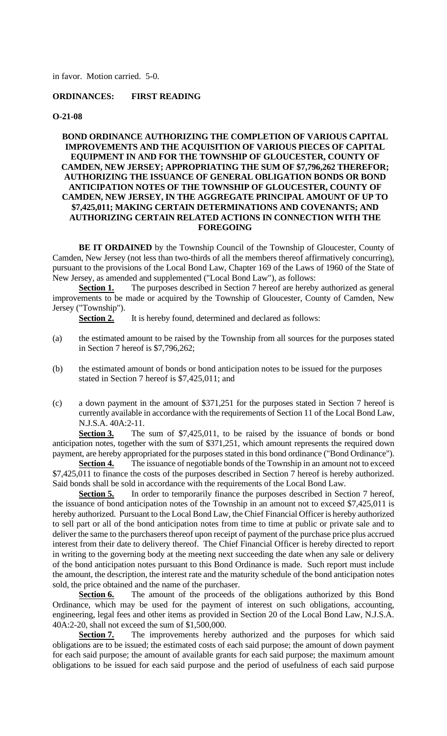in favor. Motion carried. 5-0.

**ORDINANCES: FIRST READING**

**O-21-08**

**BOND ORDINANCE AUTHORIZING THE COMPLETION OF VARIOUS CAPITAL IMPROVEMENTS AND THE ACQUISITION OF VARIOUS PIECES OF CAPITAL EQUIPMENT IN AND FOR THE TOWNSHIP OF GLOUCESTER, COUNTY OF CAMDEN, NEW JERSEY; APPROPRIATING THE SUM OF $7,796,262 THEREFOR; AUTHORIZING THE ISSUANCE OF GENERAL OBLIGATION BONDS OR BOND ANTICIPATION NOTES OF THE TOWNSHIP OF GLOUCESTER, COUNTY OF CAMDEN, NEW JERSEY, IN THE AGGREGATE PRINCIPAL AMOUNT OF UP TO $7,425,011; MAKING CERTAIN DETERMINATIONS AND COVENANTS; AND AUTHORIZING CERTAIN RELATED ACTIONS IN CONNECTION WITH THE FOREGOING**

**BE IT ORDAINED** by the Township Council of the Township of Gloucester, County of Camden, New Jersey (not less than two-thirds of all the members thereof affirmatively concurring), pursuant to the provisions of the Local Bond Law, Chapter 169 of the Laws of 1960 of the State of New Jersey, as amended and supplemented ("Local Bond Law"), as follows:

**Section 1.** The purposes described in Section 7 hereof are hereby authorized as general improvements to be made or acquired by the Township of Gloucester, County of Camden, New Jersey ("Township").

**Section 2.** It is hereby found, determined and declared as follows:

(a) the estimated amount to be raised by the Township from all sources for the purposes stated in Section 7 hereof is $7,796,262;

(b) the estimated amount of bonds or bond anticipation notes to be issued for the purposes stated in Section 7 hereof is $7,425,011; and

(c) a down payment in the amount of $371,251 for the purposes stated in Section 7 hereof is currently available in accordance with the requirements of Section 11 of the Local Bond Law, N.J.S.A. 40A:2-11.

**Section 3.** The sum of $7,425,011, to be raised by the issuance of bonds or bond anticipation notes, together with the sum of $371,251, which amount represents the required down payment, are hereby appropriated for the purposes stated in this bond ordinance ("Bond Ordinance").

**Section 4.** The issuance of negotiable bonds of the Township in an amount not to exceed $7,425,011 to finance the costs of the purposes described in Section 7 hereof is hereby authorized. Said bonds shall be sold in accordance with the requirements of the Local Bond Law.

**Section 5.** In order to temporarily finance the purposes described in Section 7 hereof, the issuance of bond anticipation notes of the Township in an amount not to exceed $7,425,011 is hereby authorized. Pursuant to the Local Bond Law, the Chief Financial Officer is hereby authorized to sell part or all of the bond anticipation notes from time to time at public or private sale and to deliver the same to the purchasers thereof upon receipt of payment of the purchase price plus accrued interest from their date to delivery thereof. The Chief Financial Officer is hereby directed to report in writing to the governing body at the meeting next succeeding the date when any sale or delivery of the bond anticipation notes pursuant to this Bond Ordinance is made. Such report must include the amount, the description, the interest rate and the maturity schedule of the bond anticipation notes sold, the price obtained and the name of the purchaser.

**Section 6.** The amount of the proceeds of the obligations authorized by this Bond Ordinance, which may be used for the payment of interest on such obligations, accounting, engineering, legal fees and other items as provided in Section 20 of the Local Bond Law, N.J.S.A. 40A:2-20, shall not exceed the sum of $1,500,000.

**Section 7.** The improvements hereby authorized and the purposes for which said obligations are to be issued; the estimated costs of each said purpose; the amount of down payment for each said purpose; the amount of available grants for each said purpose; the maximum amount obligations to be issued for each said purpose and the period of usefulness of each said purpose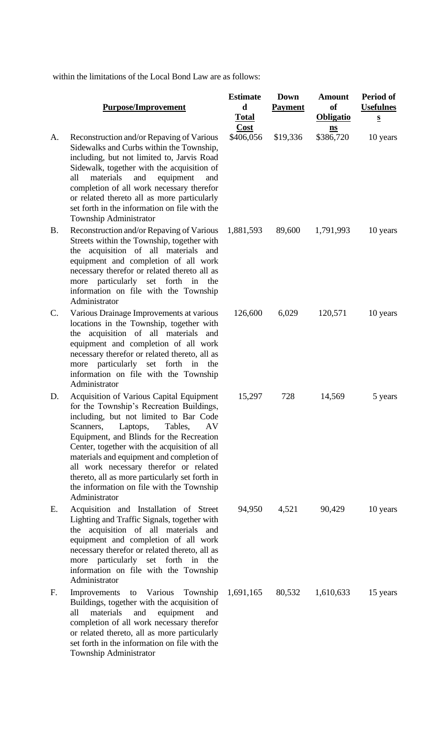within the limitations of the Local Bond Law are as follows:

| | Purpose/Improvement | Estimated Total Cost | Down Payment | Amount of Obligations | Period of Usefulness |
|---|---|---|---|---|---|
| A. | Reconstruction and/or Repaving of Various Sidewalks and Curbs within the Township, including, but not limited to, Jarvis Road Sidewalk, together with the acquisition of all materials and equipment and completion of all work necessary therefor or related thereto all as more particularly set forth in the information on file with the Township Administrator | $406,056 | $19,336 | $386,720 | 10 years |
| B. | Reconstruction and/or Repaving of Various Streets within the Township, together with the acquisition of all materials and equipment and completion of all work necessary therefor or related thereto all as more particularly set forth in the information on file with the Township Administrator | 1,881,593 | 89,600 | 1,791,993 | 10 years |
| C. | Various Drainage Improvements at various locations in the Township, together with the acquisition of all materials and equipment and completion of all work necessary therefor or related thereto, all as more particularly set forth in the information on file with the Township Administrator | 126,600 | 6,029 | 120,571 | 10 years |
| D. | Acquisition of Various Capital Equipment for the Township's Recreation Buildings, including, but not limited to Bar Code Scanners, Laptops, Tables, AV Equipment, and Blinds for the Recreation Center, together with the acquisition of all materials and equipment and completion of all work necessary therefor or related thereto, all as more particularly set forth in the information on file with the Township Administrator | 15,297 | 728 | 14,569 | 5 years |
| E. | Acquisition and Installation of Street Lighting and Traffic Signals, together with the acquisition of all materials and equipment and completion of all work necessary therefor or related thereto, all as more particularly set forth in the information on file with the Township Administrator | 94,950 | 4,521 | 90,429 | 10 years |
| F. | Improvements to Various Township Buildings, together with the acquisition of all materials and equipment and completion of all work necessary therefor or related thereto, all as more particularly set forth in the information on file with the Township Administrator | 1,691,165 | 80,532 | 1,610,633 | 15 years |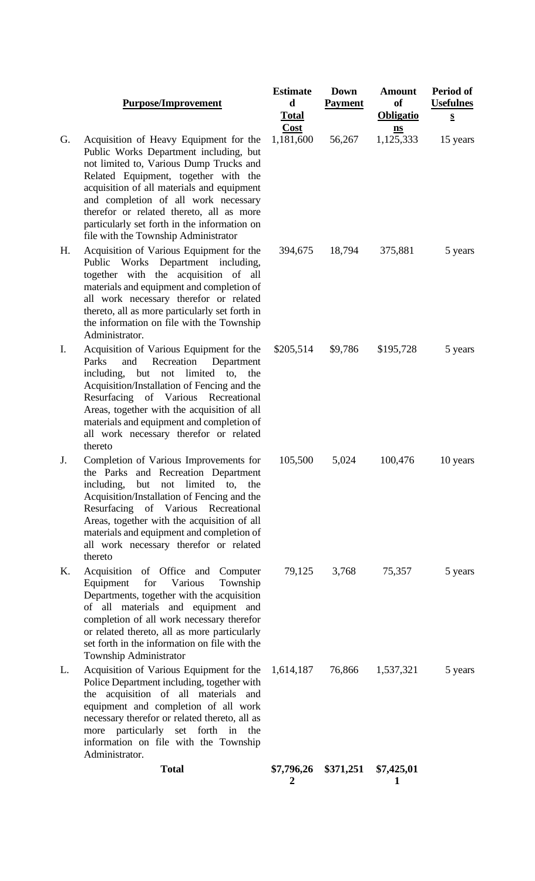| | Purpose/Improvement | Estimated Total Cost | Down Payment | Amount of Obligations | Period of Usefulness |
|---|---|---|---|---|---|
| G. | Acquisition of Heavy Equipment for the Public Works Department including, but not limited to, Various Dump Trucks and Related Equipment, together with the acquisition of all materials and equipment and completion of all work necessary therefor or related thereto, all as more particularly set forth in the information on file with the Township Administrator | 1,181,600 | 56,267 | 1,125,333 | 15 years |
| H. | Acquisition of Various Equipment for the Public Works Department including, together with the acquisition of all materials and equipment and completion of all work necessary therefor or related thereto, all as more particularly set forth in the information on file with the Township Administrator. | 394,675 | 18,794 | 375,881 | 5 years |
| I. | Acquisition of Various Equipment for the Parks and Recreation Department including, but not limited to, the Acquisition/Installation of Fencing and the Resurfacing of Various Recreational Areas, together with the acquisition of all materials and equipment and completion of all work necessary therefor or related thereto | $205,514 | $9,786 | $195,728 | 5 years |
| J. | Completion of Various Improvements for the Parks and Recreation Department including, but not limited to, the Acquisition/Installation of Fencing and the Resurfacing of Various Recreational Areas, together with the acquisition of all materials and equipment and completion of all work necessary therefor or related thereto | 105,500 | 5,024 | 100,476 | 10 years |
| K. | Acquisition of Office and Computer Equipment for Various Township Departments, together with the acquisition of all materials and equipment and completion of all work necessary therefor or related thereto, all as more particularly set forth in the information on file with the Township Administrator | 79,125 | 3,768 | 75,357 | 5 years |
| L. | Acquisition of Various Equipment for the Police Department including, together with the acquisition of all materials and equipment and completion of all work necessary therefor or related thereto, all as more particularly set forth in the information on file with the Township Administrator. | 1,614,187 | 76,866 | 1,537,321 | 5 years |
| | **Total** | **$7,796,262** | **$371,251** | **$7,425,011** | |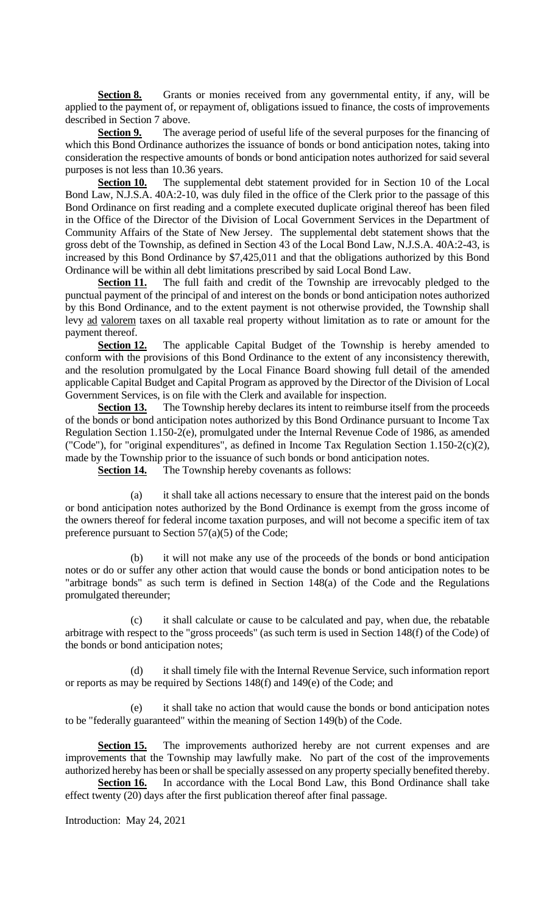**Section 8.** Grants or monies received from any governmental entity, if any, will be applied to the payment of, or repayment of, obligations issued to finance, the costs of improvements described in Section 7 above.

**Section 9.** The average period of useful life of the several purposes for the financing of which this Bond Ordinance authorizes the issuance of bonds or bond anticipation notes, taking into consideration the respective amounts of bonds or bond anticipation notes authorized for said several purposes is not less than 10.36 years.

**Section 10.** The supplemental debt statement provided for in Section 10 of the Local Bond Law, N.J.S.A. 40A:2-10, was duly filed in the office of the Clerk prior to the passage of this Bond Ordinance on first reading and a complete executed duplicate original thereof has been filed in the Office of the Director of the Division of Local Government Services in the Department of Community Affairs of the State of New Jersey. The supplemental debt statement shows that the gross debt of the Township, as defined in Section 43 of the Local Bond Law, N.J.S.A. 40A:2-43, is increased by this Bond Ordinance by $7,425,011 and that the obligations authorized by this Bond Ordinance will be within all debt limitations prescribed by said Local Bond Law.

**Section 11.** The full faith and credit of the Township are irrevocably pledged to the punctual payment of the principal of and interest on the bonds or bond anticipation notes authorized by this Bond Ordinance, and to the extent payment is not otherwise provided, the Township shall levy ad valorem taxes on all taxable real property without limitation as to rate or amount for the payment thereof.

**Section 12.** The applicable Capital Budget of the Township is hereby amended to conform with the provisions of this Bond Ordinance to the extent of any inconsistency therewith, and the resolution promulgated by the Local Finance Board showing full detail of the amended applicable Capital Budget and Capital Program as approved by the Director of the Division of Local Government Services, is on file with the Clerk and available for inspection.

**Section 13.** The Township hereby declares its intent to reimburse itself from the proceeds of the bonds or bond anticipation notes authorized by this Bond Ordinance pursuant to Income Tax Regulation Section 1.150-2(e), promulgated under the Internal Revenue Code of 1986, as amended ("Code"), for "original expenditures", as defined in Income Tax Regulation Section 1.150-2(c)(2), made by the Township prior to the issuance of such bonds or bond anticipation notes.

**Section 14.** The Township hereby covenants as follows:

(a) it shall take all actions necessary to ensure that the interest paid on the bonds or bond anticipation notes authorized by the Bond Ordinance is exempt from the gross income of the owners thereof for federal income taxation purposes, and will not become a specific item of tax preference pursuant to Section 57(a)(5) of the Code;

(b) it will not make any use of the proceeds of the bonds or bond anticipation notes or do or suffer any other action that would cause the bonds or bond anticipation notes to be "arbitrage bonds" as such term is defined in Section 148(a) of the Code and the Regulations promulgated thereunder;

(c) it shall calculate or cause to be calculated and pay, when due, the rebatable arbitrage with respect to the "gross proceeds" (as such term is used in Section 148(f) of the Code) of the bonds or bond anticipation notes;

(d) it shall timely file with the Internal Revenue Service, such information report or reports as may be required by Sections 148(f) and 149(e) of the Code; and

(e) it shall take no action that would cause the bonds or bond anticipation notes to be "federally guaranteed" within the meaning of Section 149(b) of the Code.

**Section 15.** The improvements authorized hereby are not current expenses and are improvements that the Township may lawfully make. No part of the cost of the improvements authorized hereby has been or shall be specially assessed on any property specially benefited thereby.

**Section 16.** In accordance with the Local Bond Law, this Bond Ordinance shall take effect twenty (20) days after the first publication thereof after final passage.

Introduction: May 24, 2021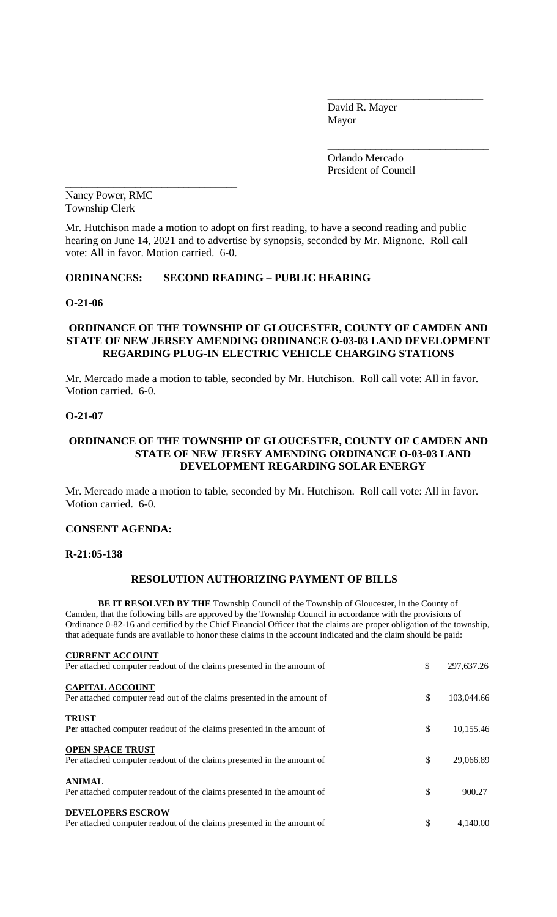\_\_\_\_\_\_\_\_\_\_\_\_\_\_\_\_\_\_\_\_\_\_\_\_\_\_\_\_\_\_
David R. Mayer
Mayor

\_\_\_\_\_\_\_\_\_\_\_\_\_\_\_\_\_\_\_\_\_\_\_\_\_\_\_\_\_\_
Orlando Mercado
President of Council

\_\_\_\_\_\_\_\_\_\_\_\_\_\_\_\_\_\_\_\_\_\_\_\_\_\_\_\_\_\_
Nancy Power, RMC
Township Clerk

Mr. Hutchison made a motion to adopt on first reading, to have a second reading and public hearing on June 14, 2021 and to advertise by synopsis, seconded by Mr. Mignone. Roll call vote: All in favor. Motion carried. 6-0.

**ORDINANCES: SECOND READING – PUBLIC HEARING**

**O-21-06**

**ORDINANCE OF THE TOWNSHIP OF GLOUCESTER, COUNTY OF CAMDEN AND STATE OF NEW JERSEY AMENDING ORDINANCE O-03-03 LAND DEVELOPMENT REGARDING PLUG-IN ELECTRIC VEHICLE CHARGING STATIONS**

Mr. Mercado made a motion to table, seconded by Mr. Hutchison. Roll call vote: All in favor. Motion carried. 6-0.

**O-21-07**

**ORDINANCE OF THE TOWNSHIP OF GLOUCESTER, COUNTY OF CAMDEN AND STATE OF NEW JERSEY AMENDING ORDINANCE O-03-03 LAND DEVELOPMENT REGARDING SOLAR ENERGY**

Mr. Mercado made a motion to table, seconded by Mr. Hutchison. Roll call vote: All in favor. Motion carried. 6-0.

**CONSENT AGENDA:**

**R-21:05-138**

**RESOLUTION AUTHORIZING PAYMENT OF BILLS**

**BE IT RESOLVED BY THE** Township Council of the Township of Gloucester, in the County of Camden, that the following bills are approved by the Township Council in accordance with the provisions of Ordinance 0-82-16 and certified by the Chief Financial Officer that the claims are proper obligation of the township, that adequate funds are available to honor these claims in the account indicated and the claim should be paid:

| | | |
|---|---|---|
| **CURRENT ACCOUNT**<br>Per attached computer readout of the claims presented in the amount of | $ | 297,637.26 |
| **CAPITAL ACCOUNT**<br>Per attached computer read out of the claims presented in the amount of | $ | 103,044.66 |
| **TRUST**<br>**Pe**r attached computer readout of the claims presented in the amount of | $ | 10,155.46 |
| **OPEN SPACE TRUST**<br>Per attached computer readout of the claims presented in the amount of | $ | 29,066.89 |
| **ANIMAL**<br>Per attached computer readout of the claims presented in the amount of | $ | 900.27 |
| **DEVELOPERS ESCROW**<br>Per attached computer readout of the claims presented in the amount of | $ | 4,140.00 |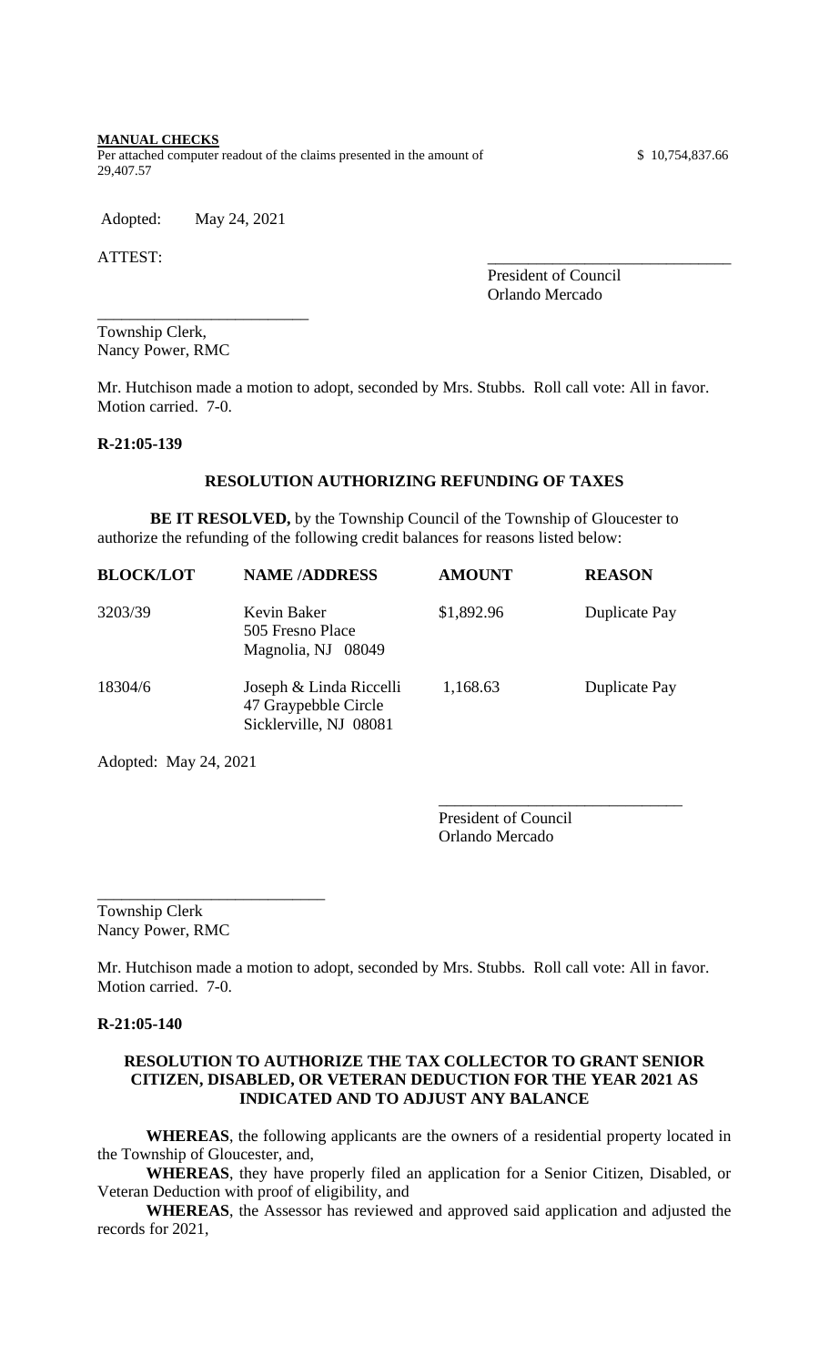**MANUAL CHECKS**

Per attached computer readout of the claims presented in the amount of $ 10,754,837.66

29,407.57

Adopted: May 24, 2021

ATTEST:

\_\_\_\_\_\_\_\_\_\_\_\_\_\_\_\_\_\_\_\_\_\_\_\_\_\_\_\_\_\_

President of Council
Orlando Mercado

\_\_\_\_\_\_\_\_\_\_\_\_\_\_\_\_\_\_\_\_\_\_\_\_\_\_

Township Clerk,
Nancy Power, RMC

Mr. Hutchison made a motion to adopt, seconded by Mrs. Stubbs. Roll call vote: All in favor. Motion carried. 7-0.

**R-21:05-139**

**RESOLUTION AUTHORIZING REFUNDING OF TAXES**

**BE IT RESOLVED,** by the Township Council of the Township of Gloucester to authorize the refunding of the following credit balances for reasons listed below:

| BLOCK/LOT | NAME /ADDRESS | AMOUNT | REASON |
|---|---|---|---|
| 3203/39 | Kevin Baker<br>505 Fresno Place<br>Magnolia, NJ 08049 | $1,892.96 | Duplicate Pay |
| 18304/6 | Joseph & Linda Riccelli<br>47 Graypebble Circle<br>Sicklerville, NJ 08081 | 1,168.63 | Duplicate Pay |

Adopted: May 24, 2021

\_\_\_\_\_\_\_\_\_\_\_\_\_\_\_\_\_\_\_\_\_\_\_\_\_\_\_\_\_\_

President of Council
Orlando Mercado

\_\_\_\_\_\_\_\_\_\_\_\_\_\_\_\_\_\_\_\_\_\_\_\_\_\_\_\_

Township Clerk
Nancy Power, RMC

Mr. Hutchison made a motion to adopt, seconded by Mrs. Stubbs. Roll call vote: All in favor. Motion carried. 7-0.

**R-21:05-140**

**RESOLUTION TO AUTHORIZE THE TAX COLLECTOR TO GRANT SENIOR CITIZEN, DISABLED, OR VETERAN DEDUCTION FOR THE YEAR 2021 AS INDICATED AND TO ADJUST ANY BALANCE**

**WHEREAS**, the following applicants are the owners of a residential property located in the Township of Gloucester, and,

**WHEREAS**, they have properly filed an application for a Senior Citizen, Disabled, or Veteran Deduction with proof of eligibility, and

**WHEREAS**, the Assessor has reviewed and approved said application and adjusted the records for 2021,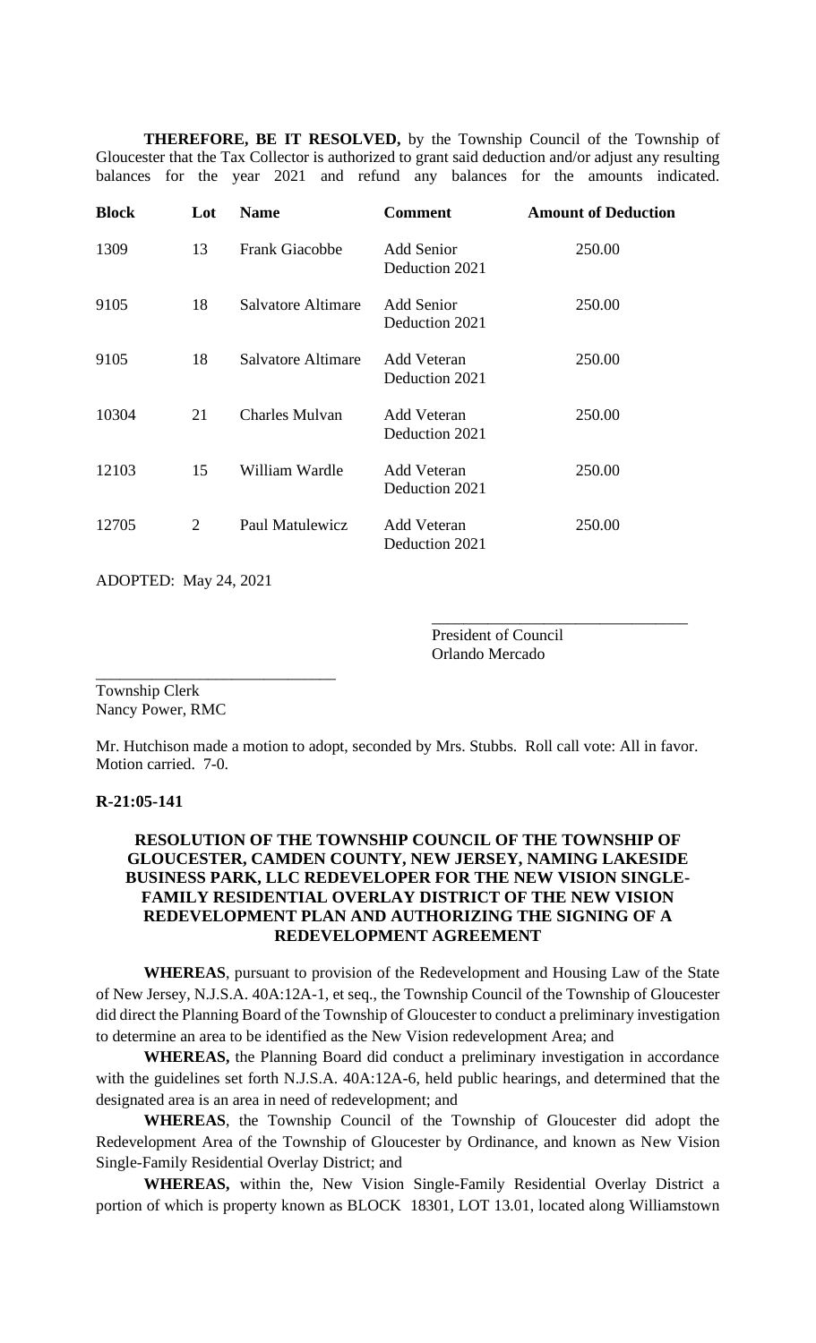**THEREFORE, BE IT RESOLVED,** by the Township Council of the Township of Gloucester that the Tax Collector is authorized to grant said deduction and/or adjust any resulting balances for the year 2021 and refund any balances for the amounts indicated.

| Block | Lot | Name | Comment | Amount of Deduction |
|---|---|---|---|---|
| 1309 | 13 | Frank Giacobbe | Add Senior Deduction 2021 | 250.00 |
| 9105 | 18 | Salvatore Altimare | Add Senior Deduction 2021 | 250.00 |
| 9105 | 18 | Salvatore Altimare | Add Veteran Deduction 2021 | 250.00 |
| 10304 | 21 | Charles Mulvan | Add Veteran Deduction 2021 | 250.00 |
| 12103 | 15 | William Wardle | Add Veteran Deduction 2021 | 250.00 |
| 12705 | 2 | Paul Matulewicz | Add Veteran Deduction 2021 | 250.00 |

ADOPTED: May 24, 2021

_______________________________
President of Council
Orlando Mercado

_______________________________
Township Clerk
Nancy Power, RMC

Mr. Hutchison made a motion to adopt, seconded by Mrs. Stubbs. Roll call vote: All in favor. Motion carried. 7-0.

**R-21:05-141**

**RESOLUTION OF THE TOWNSHIP COUNCIL OF THE TOWNSHIP OF GLOUCESTER, CAMDEN COUNTY, NEW JERSEY, NAMING LAKESIDE BUSINESS PARK, LLC REDEVELOPER FOR THE NEW VISION SINGLE-FAMILY RESIDENTIAL OVERLAY DISTRICT OF THE NEW VISION REDEVELOPMENT PLAN AND AUTHORIZING THE SIGNING OF A REDEVELOPMENT AGREEMENT**

**WHEREAS**, pursuant to provision of the Redevelopment and Housing Law of the State of New Jersey, N.J.S.A. 40A:12A-1, et seq., the Township Council of the Township of Gloucester did direct the Planning Board of the Township of Gloucester to conduct a preliminary investigation to determine an area to be identified as the New Vision redevelopment Area; and

**WHEREAS,** the Planning Board did conduct a preliminary investigation in accordance with the guidelines set forth N.J.S.A. 40A:12A-6, held public hearings, and determined that the designated area is an area in need of redevelopment; and

**WHEREAS**, the Township Council of the Township of Gloucester did adopt the Redevelopment Area of the Township of Gloucester by Ordinance, and known as New Vision Single-Family Residential Overlay District; and

**WHEREAS,** within the, New Vision Single-Family Residential Overlay District a portion of which is property known as BLOCK 18301, LOT 13.01, located along Williamstown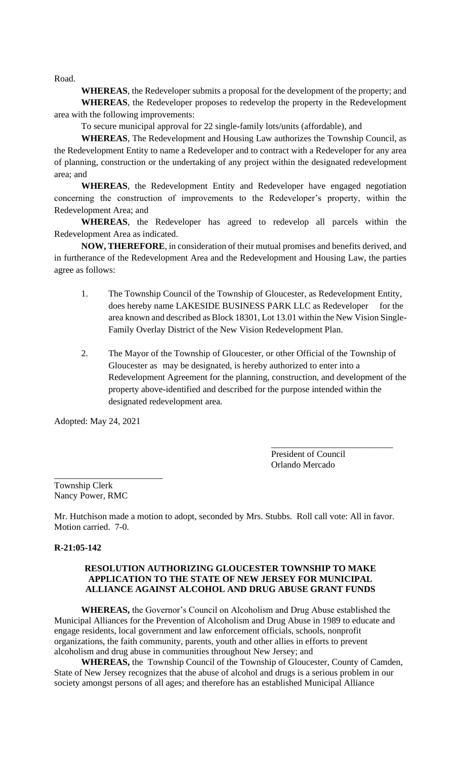Road.

**WHEREAS**, the Redeveloper submits a proposal for the development of the property; and

**WHEREAS**, the Redeveloper proposes to redevelop the property in the Redevelopment area with the following improvements:

To secure municipal approval for 22 single-family lots/units (affordable), and

**WHEREAS**, The Redevelopment and Housing Law authorizes the Township Council, as the Redevelopment Entity to name a Redeveloper and to contract with a Redeveloper for any area of planning, construction or the undertaking of any project within the designated redevelopment area; and

**WHEREAS**, the Redevelopment Entity and Redeveloper have engaged negotiation concerning the construction of improvements to the Redeveloper's property, within the Redevelopment Area; and

**WHEREAS**, the Redeveloper has agreed to redevelop all parcels within the Redevelopment Area as indicated.

**NOW, THEREFORE**, in consideration of their mutual promises and benefits derived, and in furtherance of the Redevelopment Area and the Redevelopment and Housing Law, the parties agree as follows:

1. The Township Council of the Township of Gloucester, as Redevelopment Entity, does hereby name LAKESIDE BUSINESS PARK LLC as Redeveloper for the area known and described as Block 18301, Lot 13.01 within the New Vision Single-Family Overlay District of the New Vision Redevelopment Plan.

2. The Mayor of the Township of Gloucester, or other Official of the Township of Gloucester as may be designated, is hereby authorized to enter into a Redevelopment Agreement for the planning, construction, and development of the property above-identified and described for the purpose intended within the designated redevelopment area.

Adopted: May 24, 2021

\_\_\_\_\_\_\_\_\_\_\_\_\_\_\_\_\_\_\_\_\_\_\_\_\_\_\_
President of Council
Orlando Mercado

\_\_\_\_\_\_\_\_\_\_\_\_\_\_\_\_\_\_\_\_\_\_\_\_
Township Clerk
Nancy Power, RMC

Mr. Hutchison made a motion to adopt, seconded by Mrs. Stubbs. Roll call vote: All in favor. Motion carried. 7-0.

**R-21:05-142**

**RESOLUTION AUTHORIZING GLOUCESTER TOWNSHIP TO MAKE APPLICATION TO THE STATE OF NEW JERSEY FOR MUNICIPAL ALLIANCE AGAINST ALCOHOL AND DRUG ABUSE GRANT FUNDS**

**WHEREAS,** the Governor's Council on Alcoholism and Drug Abuse established the Municipal Alliances for the Prevention of Alcoholism and Drug Abuse in 1989 to educate and engage residents, local government and law enforcement officials, schools, nonprofit organizations, the faith community, parents, youth and other allies in efforts to prevent alcoholism and drug abuse in communities throughout New Jersey; and

**WHEREAS,** the Township Council of the Township of Gloucester, County of Camden, State of New Jersey recognizes that the abuse of alcohol and drugs is a serious problem in our society amongst persons of all ages; and therefore has an established Municipal Alliance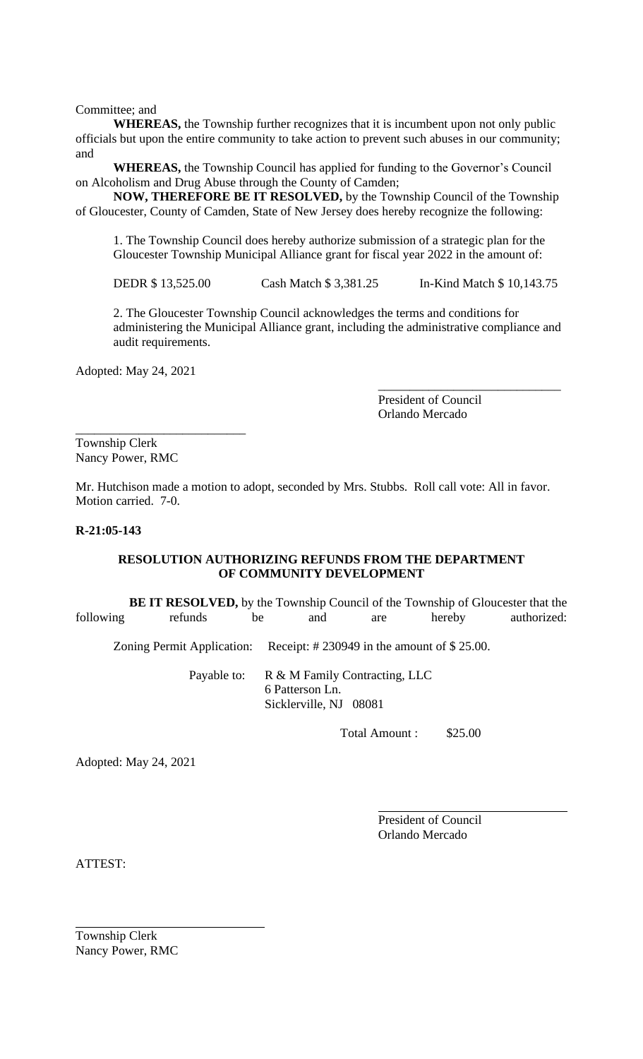Committee; and

**WHEREAS,** the Township further recognizes that it is incumbent upon not only public officials but upon the entire community to take action to prevent such abuses in our community; and

**WHEREAS,** the Township Council has applied for funding to the Governor's Council on Alcoholism and Drug Abuse through the County of Camden;

**NOW, THEREFORE BE IT RESOLVED,** by the Township Council of the Township of Gloucester, County of Camden, State of New Jersey does hereby recognize the following:

1. The Township Council does hereby authorize submission of a strategic plan for the Gloucester Township Municipal Alliance grant for fiscal year 2022 in the amount of:

DEDR $ 13,525.00 Cash Match $ 3,381.25 In-Kind Match $ 10,143.75

2. The Gloucester Township Council acknowledges the terms and conditions for administering the Municipal Alliance grant, including the administrative compliance and audit requirements.

Adopted: May 24, 2021

\_\_\_\_\_\_\_\_\_\_\_\_\_\_\_\_\_\_\_\_\_\_\_\_\_\_\_\_\_
President of Council
Orlando Mercado

\_\_\_\_\_\_\_\_\_\_\_\_\_\_\_\_\_\_\_\_\_\_\_\_\_\_\_
Township Clerk
Nancy Power, RMC

Mr. Hutchison made a motion to adopt, seconded by Mrs. Stubbs. Roll call vote: All in favor. Motion carried. 7-0.

**R-21:05-143**

**RESOLUTION AUTHORIZING REFUNDS FROM THE DEPARTMENT OF COMMUNITY DEVELOPMENT**

**BE IT RESOLVED,** by the Township Council of the Township of Gloucester that the following refunds be and are hereby authorized:

Zoning Permit Application: Receipt: # 230949 in the amount of $ 25.00.

Payable to: R & M Family Contracting, LLC
6 Patterson Ln.
Sicklerville, NJ 08081

Total Amount : $25.00

Adopted: May 24, 2021

\_\_\_\_\_\_\_\_\_\_\_\_\_\_\_\_\_\_\_\_\_\_\_\_\_\_\_\_\_
President of Council
Orlando Mercado

ATTEST:

\_\_\_\_\_\_\_\_\_\_\_\_\_\_\_\_\_\_\_\_\_\_\_\_\_\_\_\_\_
Township Clerk
Nancy Power, RMC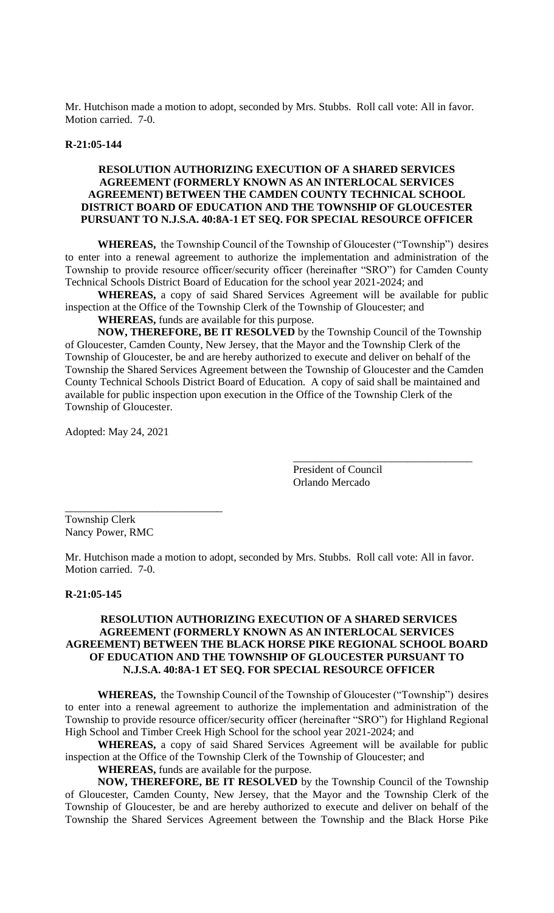Mr. Hutchison made a motion to adopt, seconded by Mrs. Stubbs. Roll call vote: All in favor. Motion carried. 7-0.

**R-21:05-144**

**RESOLUTION AUTHORIZING EXECUTION OF A SHARED SERVICES AGREEMENT (FORMERLY KNOWN AS AN INTERLOCAL SERVICES AGREEMENT) BETWEEN THE CAMDEN COUNTY TECHNICAL SCHOOL DISTRICT BOARD OF EDUCATION AND THE TOWNSHIP OF GLOUCESTER PURSUANT TO N.J.S.A. 40:8A-1 ET SEQ. FOR SPECIAL RESOURCE OFFICER**

**WHEREAS,** the Township Council of the Township of Gloucester ("Township") desires to enter into a renewal agreement to authorize the implementation and administration of the Township to provide resource officer/security officer (hereinafter "SRO") for Camden County Technical Schools District Board of Education for the school year 2021-2024; and

**WHEREAS,** a copy of said Shared Services Agreement will be available for public inspection at the Office of the Township Clerk of the Township of Gloucester; and

**WHEREAS,** funds are available for this purpose.

**NOW, THEREFORE, BE IT RESOLVED** by the Township Council of the Township of Gloucester, Camden County, New Jersey, that the Mayor and the Township Clerk of the Township of Gloucester, be and are hereby authorized to execute and deliver on behalf of the Township the Shared Services Agreement between the Township of Gloucester and the Camden County Technical Schools District Board of Education. A copy of said shall be maintained and available for public inspection upon execution in the Office of the Township Clerk of the Township of Gloucester.

Adopted: May 24, 2021

_________________________________
President of Council
Orlando Mercado

_____________________________
Township Clerk
Nancy Power, RMC

Mr. Hutchison made a motion to adopt, seconded by Mrs. Stubbs. Roll call vote: All in favor. Motion carried. 7-0.

**R-21:05-145**

**RESOLUTION AUTHORIZING EXECUTION OF A SHARED SERVICES AGREEMENT (FORMERLY KNOWN AS AN INTERLOCAL SERVICES AGREEMENT) BETWEEN THE BLACK HORSE PIKE REGIONAL SCHOOL BOARD OF EDUCATION AND THE TOWNSHIP OF GLOUCESTER PURSUANT TO N.J.S.A. 40:8A-1 ET SEQ. FOR SPECIAL RESOURCE OFFICER**

**WHEREAS,** the Township Council of the Township of Gloucester ("Township") desires to enter into a renewal agreement to authorize the implementation and administration of the Township to provide resource officer/security officer (hereinafter "SRO") for Highland Regional High School and Timber Creek High School for the school year 2021-2024; and

**WHEREAS,** a copy of said Shared Services Agreement will be available for public inspection at the Office of the Township Clerk of the Township of Gloucester; and

**WHEREAS,** funds are available for the purpose.

**NOW, THEREFORE, BE IT RESOLVED** by the Township Council of the Township of Gloucester, Camden County, New Jersey, that the Mayor and the Township Clerk of the Township of Gloucester, be and are hereby authorized to execute and deliver on behalf of the Township the Shared Services Agreement between the Township and the Black Horse Pike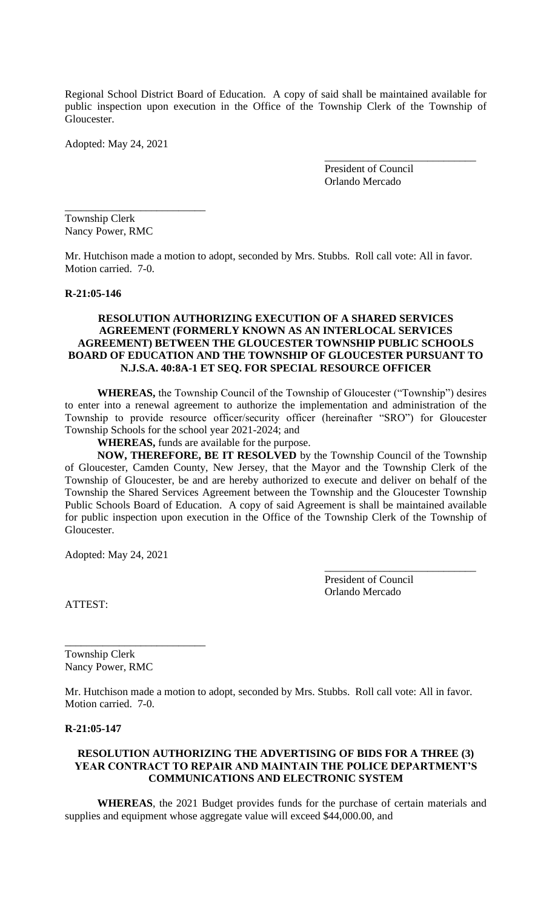Regional School District Board of Education. A copy of said shall be maintained available for public inspection upon execution in the Office of the Township Clerk of the Township of Gloucester.

Adopted: May 24, 2021

\_\_\_\_\_\_\_\_\_\_\_\_\_\_\_\_\_\_\_\_\_\_\_\_\_\_\_\_
President of Council
Orlando Mercado

\_\_\_\_\_\_\_\_\_\_\_\_\_\_\_\_\_\_\_\_\_\_\_\_\_\_
Township Clerk
Nancy Power, RMC

Mr. Hutchison made a motion to adopt, seconded by Mrs. Stubbs. Roll call vote: All in favor. Motion carried. 7-0.

**R-21:05-146**

**RESOLUTION AUTHORIZING EXECUTION OF A SHARED SERVICES AGREEMENT (FORMERLY KNOWN AS AN INTERLOCAL SERVICES AGREEMENT) BETWEEN THE GLOUCESTER TOWNSHIP PUBLIC SCHOOLS BOARD OF EDUCATION AND THE TOWNSHIP OF GLOUCESTER PURSUANT TO N.J.S.A. 40:8A-1 ET SEQ. FOR SPECIAL RESOURCE OFFICER**

**WHEREAS,** the Township Council of the Township of Gloucester ("Township") desires to enter into a renewal agreement to authorize the implementation and administration of the Township to provide resource officer/security officer (hereinafter "SRO") for Gloucester Township Schools for the school year 2021-2024; and

**WHEREAS,** funds are available for the purpose.

**NOW, THEREFORE, BE IT RESOLVED** by the Township Council of the Township of Gloucester, Camden County, New Jersey, that the Mayor and the Township Clerk of the Township of Gloucester, be and are hereby authorized to execute and deliver on behalf of the Township the Shared Services Agreement between the Township and the Gloucester Township Public Schools Board of Education. A copy of said Agreement is shall be maintained available for public inspection upon execution in the Office of the Township Clerk of the Township of Gloucester.

Adopted: May 24, 2021

\_\_\_\_\_\_\_\_\_\_\_\_\_\_\_\_\_\_\_\_\_\_\_\_\_\_\_\_
President of Council
Orlando Mercado

ATTEST:

\_\_\_\_\_\_\_\_\_\_\_\_\_\_\_\_\_\_\_\_\_\_\_\_\_\_
Township Clerk
Nancy Power, RMC

Mr. Hutchison made a motion to adopt, seconded by Mrs. Stubbs. Roll call vote: All in favor. Motion carried. 7-0.

**R-21:05-147**

**RESOLUTION AUTHORIZING THE ADVERTISING OF BIDS FOR A THREE (3) YEAR CONTRACT TO REPAIR AND MAINTAIN THE POLICE DEPARTMENT'S COMMUNICATIONS AND ELECTRONIC SYSTEM**

**WHEREAS**, the 2021 Budget provides funds for the purchase of certain materials and supplies and equipment whose aggregate value will exceed $44,000.00, and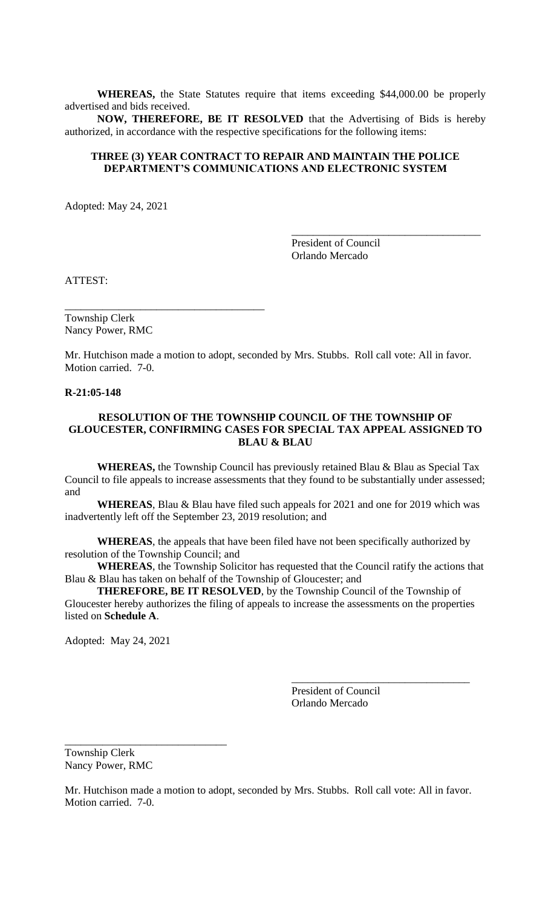**WHEREAS,** the State Statutes require that items exceeding $44,000.00 be properly advertised and bids received.

**NOW, THEREFORE, BE IT RESOLVED** that the Advertising of Bids is hereby authorized, in accordance with the respective specifications for the following items:

**THREE (3) YEAR CONTRACT TO REPAIR AND MAINTAIN THE POLICE DEPARTMENT'S COMMUNICATIONS AND ELECTRONIC SYSTEM**

Adopted: May 24, 2021

\_\_\_\_\_\_\_\_\_\_\_\_\_\_\_\_\_\_\_\_\_\_\_\_\_\_\_\_\_\_\_\_\_\_\_
President of Council
Orlando Mercado

ATTEST:

\_\_\_\_\_\_\_\_\_\_\_\_\_\_\_\_\_\_\_\_\_\_\_\_\_\_\_\_\_\_\_\_\_\_\_
Township Clerk
Nancy Power, RMC

Mr. Hutchison made a motion to adopt, seconded by Mrs. Stubbs. Roll call vote: All in favor. Motion carried. 7-0.

**R-21:05-148**

**RESOLUTION OF THE TOWNSHIP COUNCIL OF THE TOWNSHIP OF GLOUCESTER, CONFIRMING CASES FOR SPECIAL TAX APPEAL ASSIGNED TO BLAU & BLAU**

**WHEREAS,** the Township Council has previously retained Blau & Blau as Special Tax Council to file appeals to increase assessments that they found to be substantially under assessed; and

**WHEREAS**, Blau & Blau have filed such appeals for 2021 and one for 2019 which was inadvertently left off the September 23, 2019 resolution; and

**WHEREAS**, the appeals that have been filed have not been specifically authorized by resolution of the Township Council; and

**WHEREAS**, the Township Solicitor has requested that the Council ratify the actions that Blau & Blau has taken on behalf of the Township of Gloucester; and

**THEREFORE, BE IT RESOLVED**, by the Township Council of the Township of Gloucester hereby authorizes the filing of appeals to increase the assessments on the properties listed on **Schedule A**.

Adopted: May 24, 2021

\_\_\_\_\_\_\_\_\_\_\_\_\_\_\_\_\_\_\_\_\_\_\_\_\_\_\_\_\_\_\_\_\_\_\_
President of Council
Orlando Mercado

\_\_\_\_\_\_\_\_\_\_\_\_\_\_\_\_\_\_\_\_\_\_\_\_\_\_\_\_\_\_\_\_\_\_\_
Township Clerk
Nancy Power, RMC

Mr. Hutchison made a motion to adopt, seconded by Mrs. Stubbs. Roll call vote: All in favor. Motion carried. 7-0.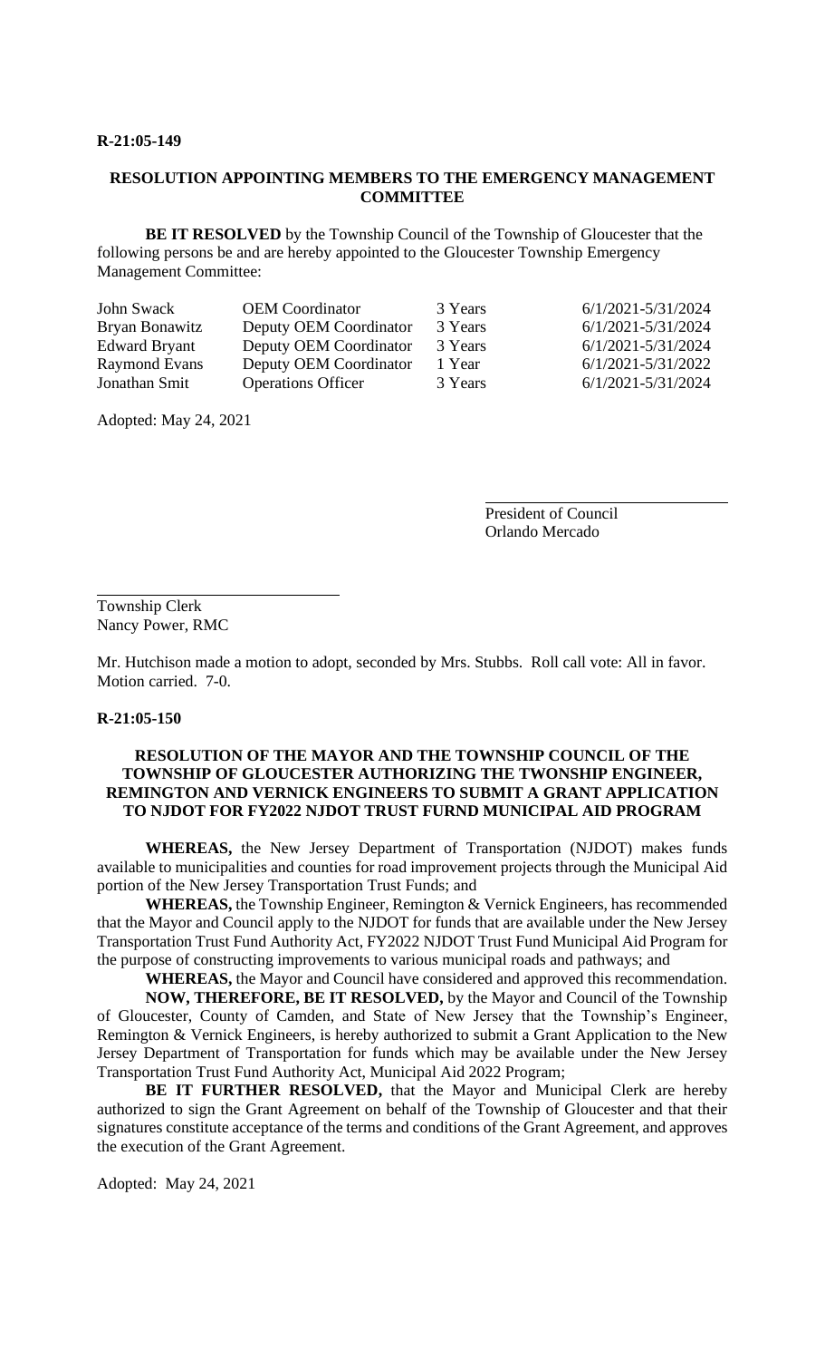**R-21:05-149**

**RESOLUTION APPOINTING MEMBERS TO THE EMERGENCY MANAGEMENT COMMITTEE**

**BE IT RESOLVED** by the Township Council of the Township of Gloucester that the following persons be and are hereby appointed to the Gloucester Township Emergency Management Committee:

| | | | |
|---|---|---|---|
| John Swack | OEM Coordinator | 3 Years | 6/1/2021-5/31/2024 |
| Bryan Bonawitz | Deputy OEM Coordinator | 3 Years | 6/1/2021-5/31/2024 |
| Edward Bryant | Deputy OEM Coordinator | 3 Years | 6/1/2021-5/31/2024 |
| Raymond Evans | Deputy OEM Coordinator | 1 Year | 6/1/2021-5/31/2022 |
| Jonathan Smit | Operations Officer | 3 Years | 6/1/2021-5/31/2024 |

Adopted: May 24, 2021

President of Council
Orlando Mercado

Township Clerk
Nancy Power, RMC

Mr. Hutchison made a motion to adopt, seconded by Mrs. Stubbs. Roll call vote: All in favor. Motion carried. 7-0.

**R-21:05-150**

**RESOLUTION OF THE MAYOR AND THE TOWNSHIP COUNCIL OF THE TOWNSHIP OF GLOUCESTER AUTHORIZING THE TWONSHIP ENGINEER, REMINGTON AND VERNICK ENGINEERS TO SUBMIT A GRANT APPLICATION TO NJDOT FOR FY2022 NJDOT TRUST FURND MUNICIPAL AID PROGRAM**

**WHEREAS,** the New Jersey Department of Transportation (NJDOT) makes funds available to municipalities and counties for road improvement projects through the Municipal Aid portion of the New Jersey Transportation Trust Funds; and

**WHEREAS,** the Township Engineer, Remington & Vernick Engineers, has recommended that the Mayor and Council apply to the NJDOT for funds that are available under the New Jersey Transportation Trust Fund Authority Act, FY2022 NJDOT Trust Fund Municipal Aid Program for the purpose of constructing improvements to various municipal roads and pathways; and

**WHEREAS,** the Mayor and Council have considered and approved this recommendation.

**NOW, THEREFORE, BE IT RESOLVED,** by the Mayor and Council of the Township of Gloucester, County of Camden, and State of New Jersey that the Township's Engineer, Remington & Vernick Engineers, is hereby authorized to submit a Grant Application to the New Jersey Department of Transportation for funds which may be available under the New Jersey Transportation Trust Fund Authority Act, Municipal Aid 2022 Program;

**BE IT FURTHER RESOLVED,** that the Mayor and Municipal Clerk are hereby authorized to sign the Grant Agreement on behalf of the Township of Gloucester and that their signatures constitute acceptance of the terms and conditions of the Grant Agreement, and approves the execution of the Grant Agreement.

Adopted: May 24, 2021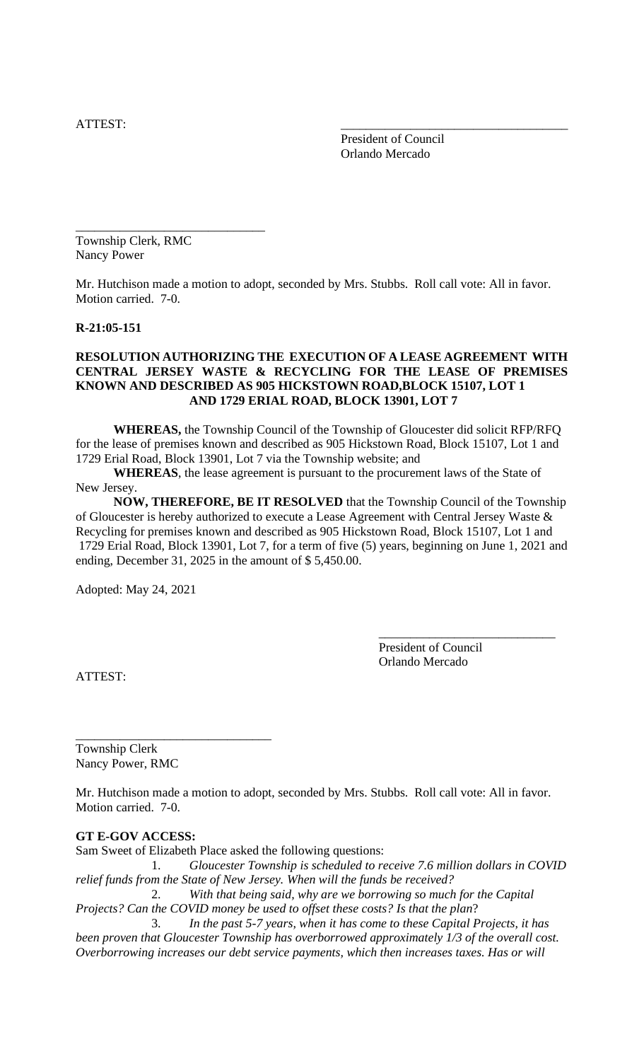ATTEST:

\_\_\_\_\_\_\_\_\_\_\_\_\_\_\_\_\_\_\_\_\_\_\_\_\_\_\_\_\_\_\_\_\_\_\_
President of Council
Orlando Mercado

\_\_\_\_\_\_\_\_\_\_\_\_\_\_\_\_\_\_\_\_\_\_\_\_\_\_\_\_\_\_
Township Clerk, RMC
Nancy Power

Mr. Hutchison made a motion to adopt, seconded by Mrs. Stubbs. Roll call vote: All in favor. Motion carried. 7-0.

**R-21:05-151**

**RESOLUTION AUTHORIZING THE EXECUTION OF A LEASE AGREEMENT WITH CENTRAL JERSEY WASTE & RECYCLING FOR THE LEASE OF PREMISES KNOWN AND DESCRIBED AS 905 HICKSTOWN ROAD,BLOCK 15107, LOT 1 AND 1729 ERIAL ROAD, BLOCK 13901, LOT 7**

**WHEREAS,** the Township Council of the Township of Gloucester did solicit RFP/RFQ for the lease of premises known and described as 905 Hickstown Road, Block 15107, Lot 1 and 1729 Erial Road, Block 13901, Lot 7 via the Township website; and

**WHEREAS**, the lease agreement is pursuant to the procurement laws of the State of New Jersey.

**NOW, THEREFORE, BE IT RESOLVED** that the Township Council of the Township of Gloucester is hereby authorized to execute a Lease Agreement with Central Jersey Waste & Recycling for premises known and described as 905 Hickstown Road, Block 15107, Lot 1 and 1729 Erial Road, Block 13901, Lot 7, for a term of five (5) years, beginning on June 1, 2021 and ending, December 31, 2025 in the amount of $ 5,450.00.

Adopted: May 24, 2021

\_\_\_\_\_\_\_\_\_\_\_\_\_\_\_\_\_\_\_\_\_\_\_\_\_\_\_\_
President of Council
Orlando Mercado

ATTEST:

\_\_\_\_\_\_\_\_\_\_\_\_\_\_\_\_\_\_\_\_\_\_\_\_\_\_\_\_\_\_
Township Clerk
Nancy Power, RMC

Mr. Hutchison made a motion to adopt, seconded by Mrs. Stubbs. Roll call vote: All in favor. Motion carried. 7-0.

**GT E-GOV ACCESS:**
Sam Sweet of Elizabeth Place asked the following questions:

1. *Gloucester Township is scheduled to receive 7.6 million dollars in COVID relief funds from the State of New Jersey. When will the funds be received?*
2. *With that being said, why are we borrowing so much for the Capital Projects? Can the COVID money be used to offset these costs? Is that the plan?*
3. *In the past 5-7 years, when it has come to these Capital Projects, it has been proven that Gloucester Township has overborrowed approximately 1/3 of the overall cost. Overborrowing increases our debt service payments, which then increases taxes. Has or will*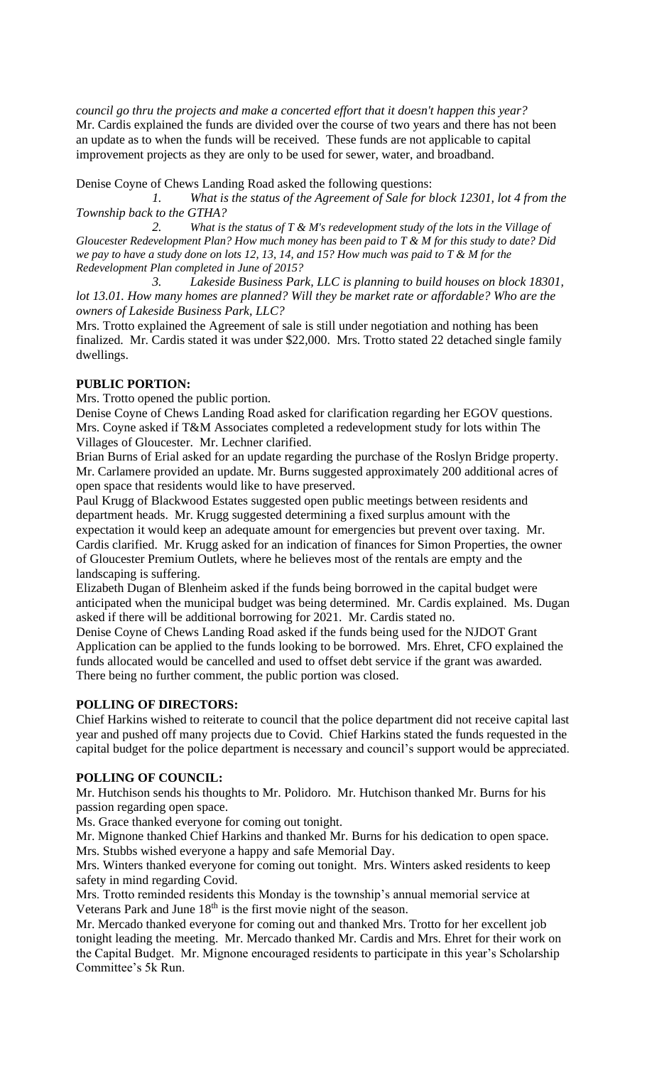*council go thru the projects and make a concerted effort that it doesn't happen this year?* Mr. Cardis explained the funds are divided over the course of two years and there has not been an update as to when the funds will be received. These funds are not applicable to capital improvement projects as they are only to be used for sewer, water, and broadband.

Denise Coyne of Chews Landing Road asked the following questions:

*1. What is the status of the Agreement of Sale for block 12301, lot 4 from the Township back to the GTHA?*

*2. What is the status of T & M's redevelopment study of the lots in the Village of Gloucester Redevelopment Plan? How much money has been paid to T & M for this study to date? Did we pay to have a study done on lots 12, 13, 14, and 15? How much was paid to T & M for the Redevelopment Plan completed in June of 2015?*

*3. Lakeside Business Park, LLC is planning to build houses on block 18301, lot 13.01. How many homes are planned? Will they be market rate or affordable? Who are the owners of Lakeside Business Park, LLC?*

Mrs. Trotto explained the Agreement of sale is still under negotiation and nothing has been finalized. Mr. Cardis stated it was under $22,000. Mrs. Trotto stated 22 detached single family dwellings.

**PUBLIC PORTION:**

Mrs. Trotto opened the public portion.

Denise Coyne of Chews Landing Road asked for clarification regarding her EGOV questions. Mrs. Coyne asked if T&M Associates completed a redevelopment study for lots within The Villages of Gloucester. Mr. Lechner clarified.

Brian Burns of Erial asked for an update regarding the purchase of the Roslyn Bridge property. Mr. Carlamere provided an update. Mr. Burns suggested approximately 200 additional acres of open space that residents would like to have preserved.

Paul Krugg of Blackwood Estates suggested open public meetings between residents and department heads. Mr. Krugg suggested determining a fixed surplus amount with the expectation it would keep an adequate amount for emergencies but prevent over taxing. Mr. Cardis clarified. Mr. Krugg asked for an indication of finances for Simon Properties, the owner of Gloucester Premium Outlets, where he believes most of the rentals are empty and the landscaping is suffering.

Elizabeth Dugan of Blenheim asked if the funds being borrowed in the capital budget were anticipated when the municipal budget was being determined. Mr. Cardis explained. Ms. Dugan asked if there will be additional borrowing for 2021. Mr. Cardis stated no.

Denise Coyne of Chews Landing Road asked if the funds being used for the NJDOT Grant Application can be applied to the funds looking to be borrowed. Mrs. Ehret, CFO explained the funds allocated would be cancelled and used to offset debt service if the grant was awarded. There being no further comment, the public portion was closed.

**POLLING OF DIRECTORS:**

Chief Harkins wished to reiterate to council that the police department did not receive capital last year and pushed off many projects due to Covid. Chief Harkins stated the funds requested in the capital budget for the police department is necessary and council's support would be appreciated.

**POLLING OF COUNCIL:**

Mr. Hutchison sends his thoughts to Mr. Polidoro. Mr. Hutchison thanked Mr. Burns for his passion regarding open space.

Ms. Grace thanked everyone for coming out tonight.

Mr. Mignone thanked Chief Harkins and thanked Mr. Burns for his dedication to open space.

Mrs. Stubbs wished everyone a happy and safe Memorial Day.

Mrs. Winters thanked everyone for coming out tonight. Mrs. Winters asked residents to keep safety in mind regarding Covid.

Mrs. Trotto reminded residents this Monday is the township's annual memorial service at Veterans Park and June 18th is the first movie night of the season.

Mr. Mercado thanked everyone for coming out and thanked Mrs. Trotto for her excellent job tonight leading the meeting. Mr. Mercado thanked Mr. Cardis and Mrs. Ehret for their work on the Capital Budget. Mr. Mignone encouraged residents to participate in this year's Scholarship Committee's 5k Run.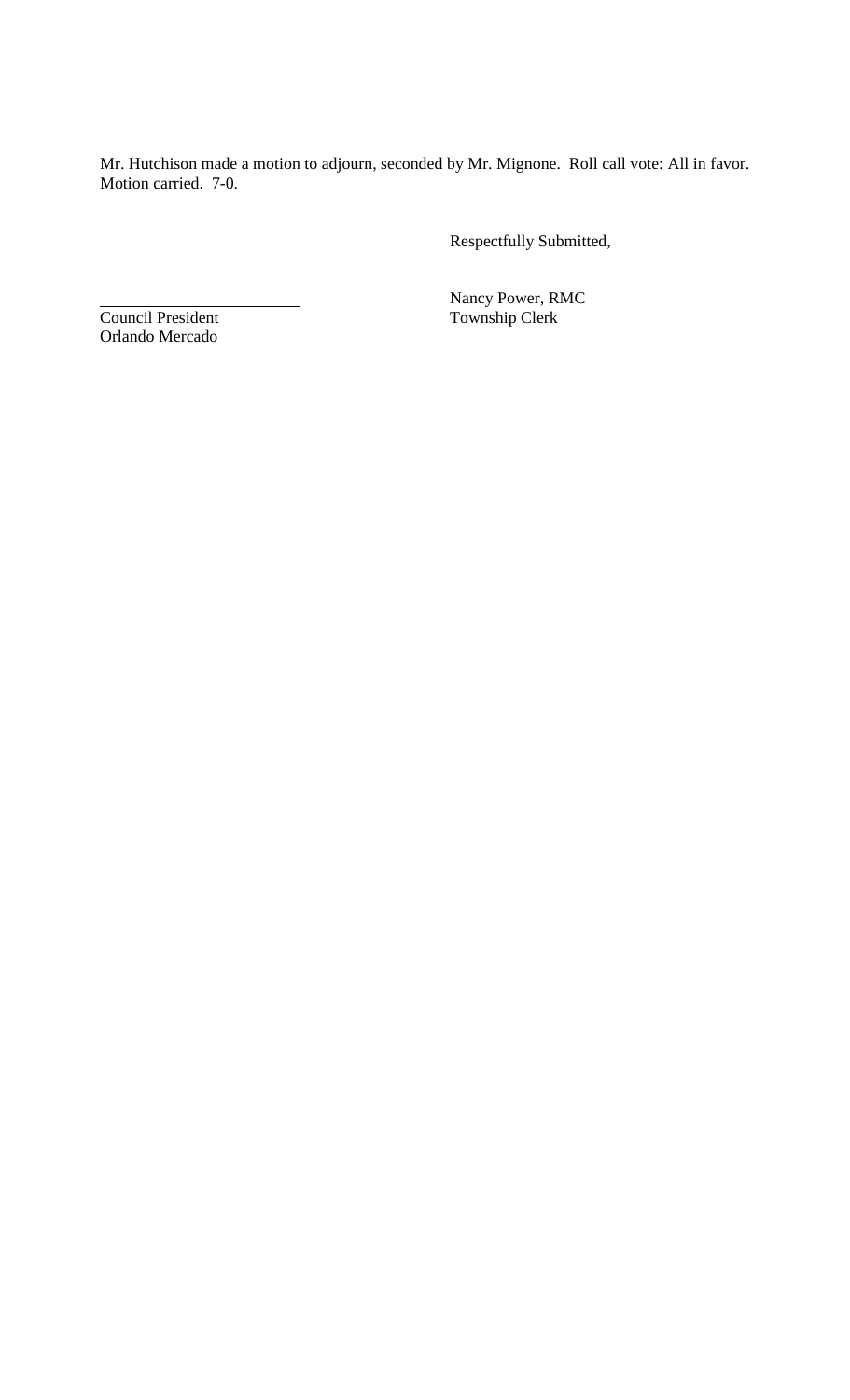Mr. Hutchison made a motion to adjourn, seconded by Mr. Mignone. Roll call vote: All in favor. Motion carried. 7-0.

Respectfully Submitted,

\_\_\_\_\_\_\_\_\_\_\_\_\_\_\_\_\_\_\_\_\_\_\_\_\_\_

Council President
Orlando Mercado

Nancy Power, RMC
Township Clerk